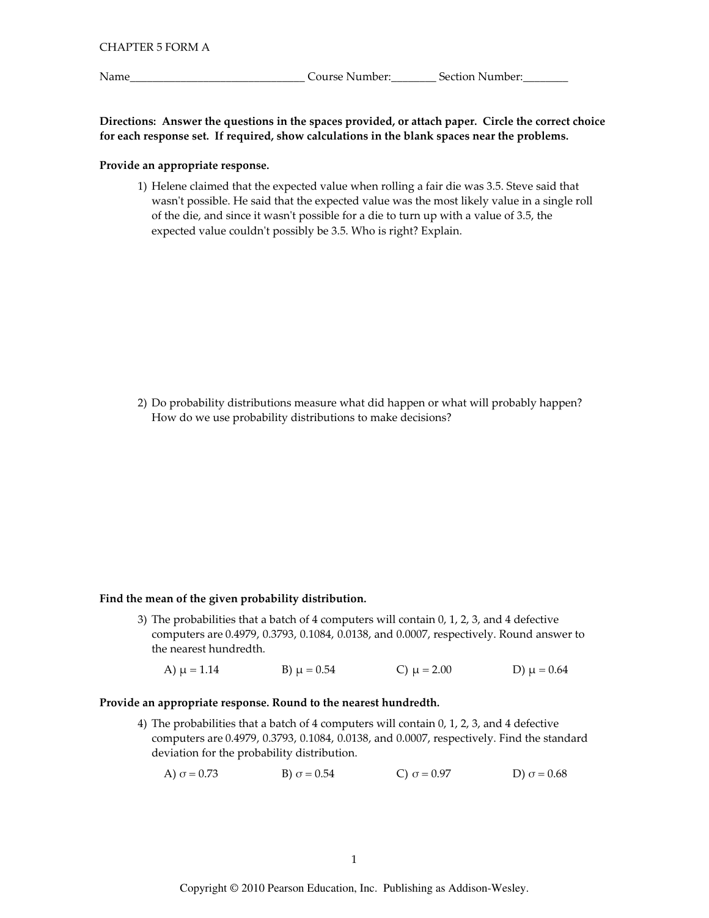CHAPTER 5 FORM A

Name_______________________________ Course Number:________ Section Number:________

**Directions: Answer the questions in the spaces provided, or attach paper. Circle the correct choice for each response set. If required, show calculations in the blank spaces near the problems.**

**Provide an appropriate response.**

1) Helene claimed that the expected value when rolling a fair die was 3.5. Steve said that wasn't possible. He said that the expected value was the most likely value in a single roll of the die, and since it wasn't possible for a die to turn up with a value of 3.5, the expected value couldn't possibly be 3.5. Who is right? Explain.

2) Do probability distributions measure what did happen or what will probably happen? How do we use probability distributions to make decisions?

**Find the mean of the given probability distribution.**

3) The probabilities that a batch of 4 computers will contain 0, 1, 2, 3, and 4 defective computers are 0.4979, 0.3793, 0.1084, 0.0138, and 0.0007, respectively. Round answer to the nearest hundredth.

A) $\mu = 1.14$ B) $\mu = 0.54$ C) $\mu = 2.00$ D) $\mu = 0.64$

**Provide an appropriate response. Round to the nearest hundredth.**

4) The probabilities that a batch of 4 computers will contain 0, 1, 2, 3, and 4 defective computers are 0.4979, 0.3793, 0.1084, 0.0138, and 0.0007, respectively. Find the standard deviation for the probability distribution.

A) $\sigma = 0.73$ B) $\sigma = 0.54$ C) $\sigma = 0.97$ D) $\sigma = 0.68$

Copyright © 2010 Pearson Education, Inc. Publishing as Addison-Wesley.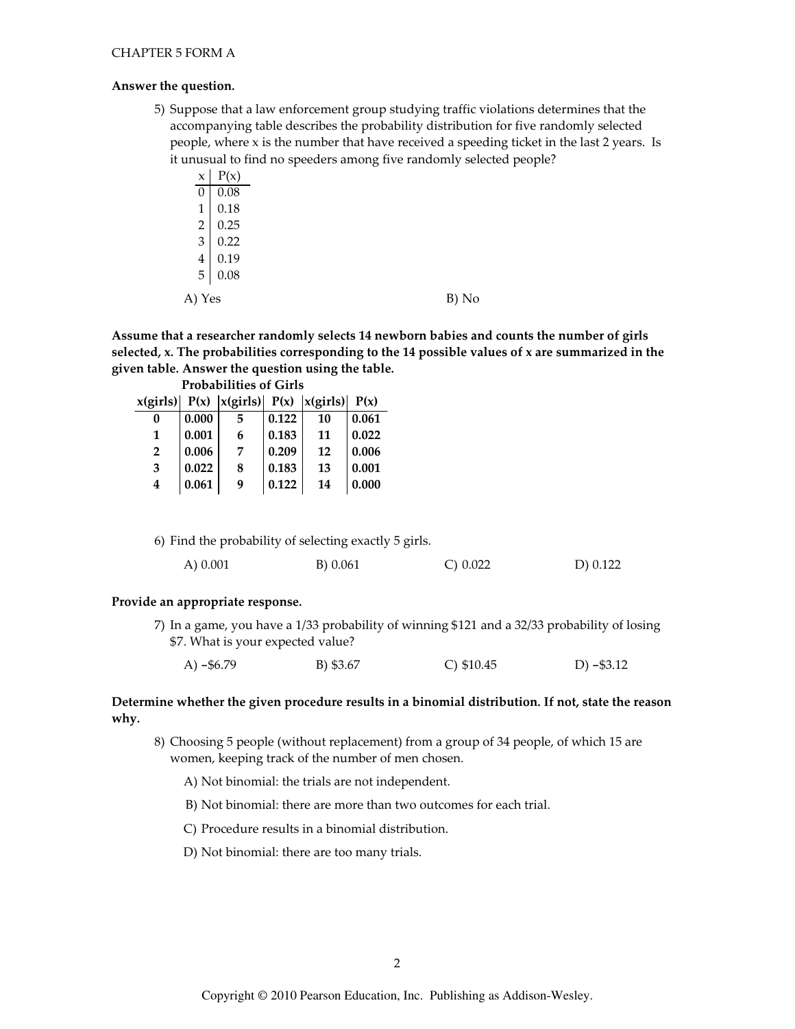CHAPTER 5 FORM A

**Answer the question.**

5) Suppose that a law enforcement group studying traffic violations determines that the accompanying table describes the probability distribution for five randomly selected people, where x is the number that have received a speeding ticket in the last 2 years. Is it unusual to find no speeders among five randomly selected people?

| x | P(x) |
|---|---|
| 0 | 0.08 |
| 1 | 0.18 |
| 2 | 0.25 |
| 3 | 0.22 |
| 4 | 0.19 |
| 5 | 0.08 |

A) Yes B) No

**Assume that a researcher randomly selects 14 newborn babies and counts the number of girls selected, x. The probabilities corresponding to the 14 possible values of x are summarized in the given table. Answer the question using the table.**

**Probabilities of Girls**

| x(girls) | P(x) | x(girls) | P(x) | x(girls) | P(x) |
|---|---|---|---|---|---|
| 0 | 0.000 | 5 | 0.122 | 10 | 0.061 |
| 1 | 0.001 | 6 | 0.183 | 11 | 0.022 |
| 2 | 0.006 | 7 | 0.209 | 12 | 0.006 |
| 3 | 0.022 | 8 | 0.183 | 13 | 0.001 |
| 4 | 0.061 | 9 | 0.122 | 14 | 0.000 |

6) Find the probability of selecting exactly 5 girls.

A) 0.001 B) 0.061 C) 0.022 D) 0.122

**Provide an appropriate response.**

7) In a game, you have a 1/33 probability of winning $121 and a 32/33 probability of losing $7. What is your expected value?

A) −$6.79 B) $3.67 C) $10.45 D) −$3.12

**Determine whether the given procedure results in a binomial distribution. If not, state the reason why.**

8) Choosing 5 people (without replacement) from a group of 34 people, of which 15 are women, keeping track of the number of men chosen.

A) Not binomial: the trials are not independent.

B) Not binomial: there are more than two outcomes for each trial.

C) Procedure results in a binomial distribution.

D) Not binomial: there are too many trials.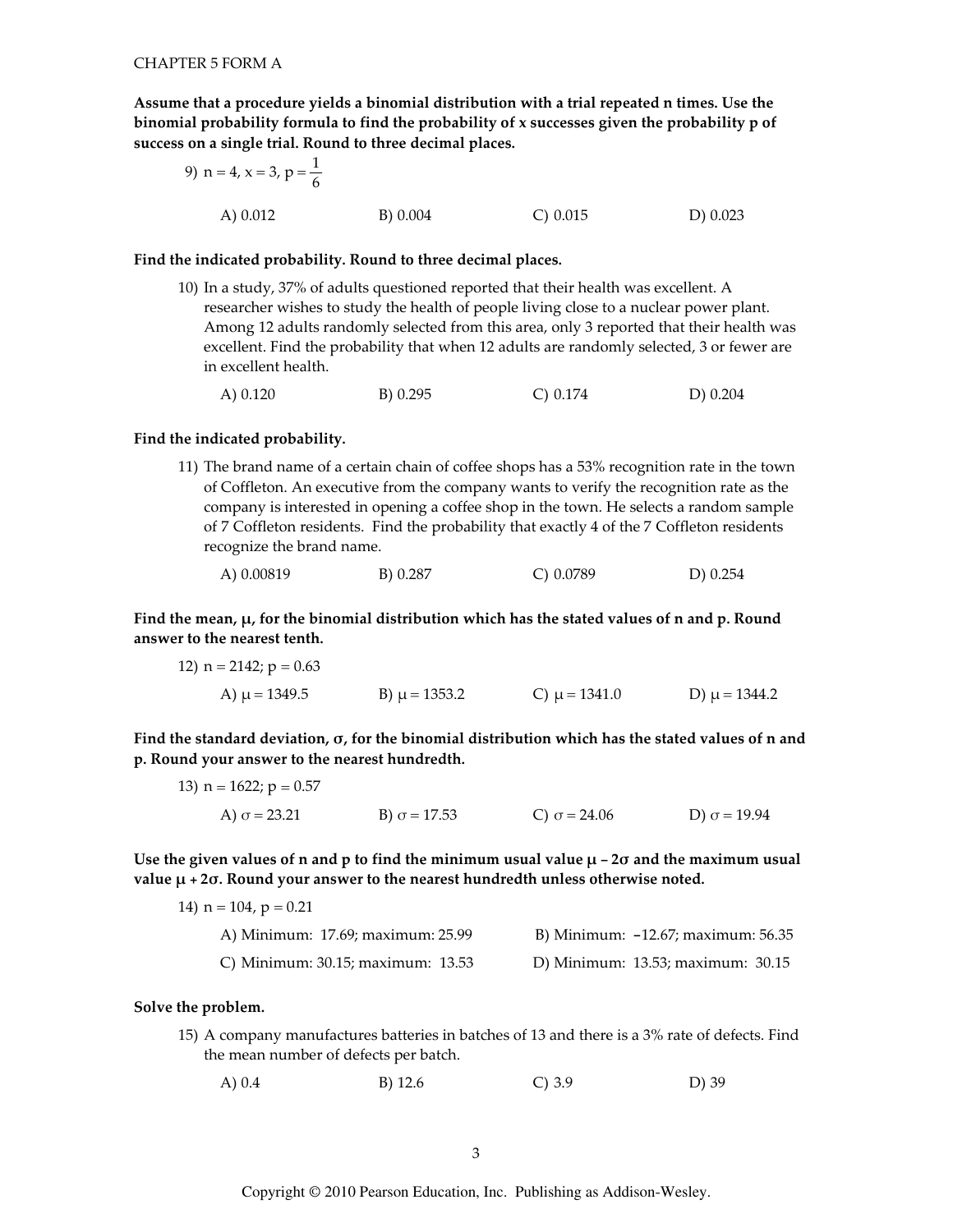CHAPTER 5 FORM A

**Assume that a procedure yields a binomial distribution with a trial repeated n times. Use the binomial probability formula to find the probability of x successes given the probability p of success on a single trial. Round to three decimal places.**

9) $n = 4$, $x = 3$, $p = \frac{1}{6}$

A) 0.012 B) 0.004 C) 0.015 D) 0.023

**Find the indicated probability. Round to three decimal places.**

10) In a study, 37% of adults questioned reported that their health was excellent. A researcher wishes to study the health of people living close to a nuclear power plant. Among 12 adults randomly selected from this area, only 3 reported that their health was excellent. Find the probability that when 12 adults are randomly selected, 3 or fewer are in excellent health.

A) 0.120 B) 0.295 C) 0.174 D) 0.204

**Find the indicated probability.**

11) The brand name of a certain chain of coffee shops has a 53% recognition rate in the town of Coffleton. An executive from the company wants to verify the recognition rate as the company is interested in opening a coffee shop in the town. He selects a random sample of 7 Coffleton residents. Find the probability that exactly 4 of the 7 Coffleton residents recognize the brand name.

A) 0.00819 B) 0.287 C) 0.0789 D) 0.254

**Find the mean, $\mu$, for the binomial distribution which has the stated values of n and p. Round answer to the nearest tenth.**

12) $n = 2142$; $p = 0.63$

A) $\mu = 1349.5$ B) $\mu = 1353.2$ C) $\mu = 1341.0$ D) $\mu = 1344.2$

**Find the standard deviation, $\sigma$, for the binomial distribution which has the stated values of n and p. Round your answer to the nearest hundredth.**

13) $n = 1622$; $p = 0.57$

A) $\sigma = 23.21$ B) $\sigma = 17.53$ C) $\sigma = 24.06$ D) $\sigma = 19.94$

**Use the given values of n and p to find the minimum usual value $\mu - 2\sigma$ and the maximum usual value $\mu + 2\sigma$. Round your answer to the nearest hundredth unless otherwise noted.**

14) $n = 104$, $p = 0.21$

A) Minimum: 17.69; maximum: 25.99
B) Minimum: –12.67; maximum: 56.35
C) Minimum: 30.15; maximum: 13.53
D) Minimum: 13.53; maximum: 30.15

**Solve the problem.**

15) A company manufactures batteries in batches of 13 and there is a 3% rate of defects. Find the mean number of defects per batch.

A) 0.4 B) 12.6 C) 3.9 D) 39

Copyright © 2010 Pearson Education, Inc. Publishing as Addison-Wesley.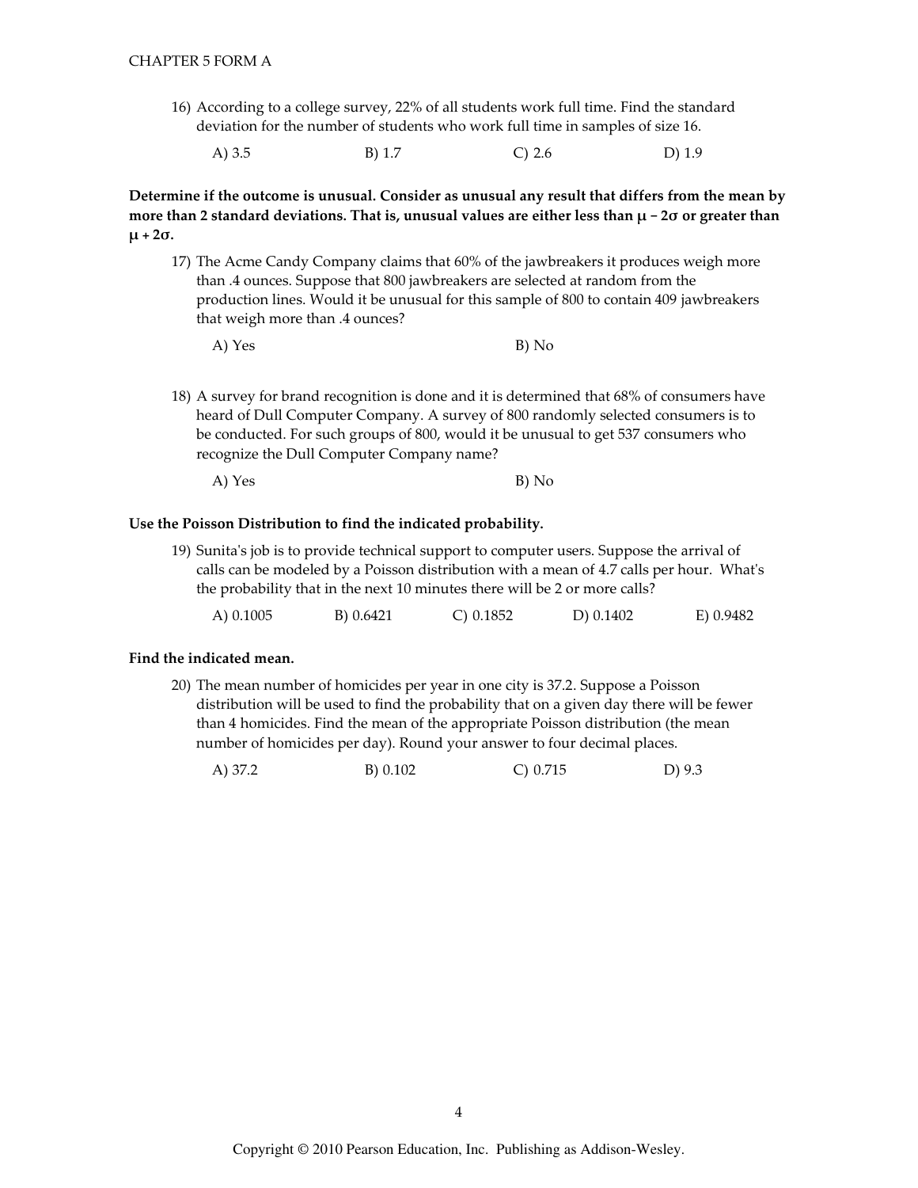16) According to a college survey, 22% of all students work full time. Find the standard deviation for the number of students who work full time in samples of size 16.

A) 3.5 B) 1.7 C) 2.6 D) 1.9

**Determine if the outcome is unusual. Consider as unusual any result that differs from the mean by more than 2 standard deviations. That is, unusual values are either less than $\mu - 2\sigma$ or greater than $\mu + 2\sigma$.**

17) The Acme Candy Company claims that 60% of the jawbreakers it produces weigh more than .4 ounces. Suppose that 800 jawbreakers are selected at random from the production lines. Would it be unusual for this sample of 800 to contain 409 jawbreakers that weigh more than .4 ounces?

A) Yes B) No

18) A survey for brand recognition is done and it is determined that 68% of consumers have heard of Dull Computer Company. A survey of 800 randomly selected consumers is to be conducted. For such groups of 800, would it be unusual to get 537 consumers who recognize the Dull Computer Company name?

A) Yes B) No

**Use the Poisson Distribution to find the indicated probability.**

19) Sunita's job is to provide technical support to computer users. Suppose the arrival of calls can be modeled by a Poisson distribution with a mean of 4.7 calls per hour. What's the probability that in the next 10 minutes there will be 2 or more calls?

A) 0.1005 B) 0.6421 C) 0.1852 D) 0.1402 E) 0.9482

**Find the indicated mean.**

20) The mean number of homicides per year in one city is 37.2. Suppose a Poisson distribution will be used to find the probability that on a given day there will be fewer than 4 homicides. Find the mean of the appropriate Poisson distribution (the mean number of homicides per day). Round your answer to four decimal places.

A) 37.2 B) 0.102 C) 0.715 D) 9.3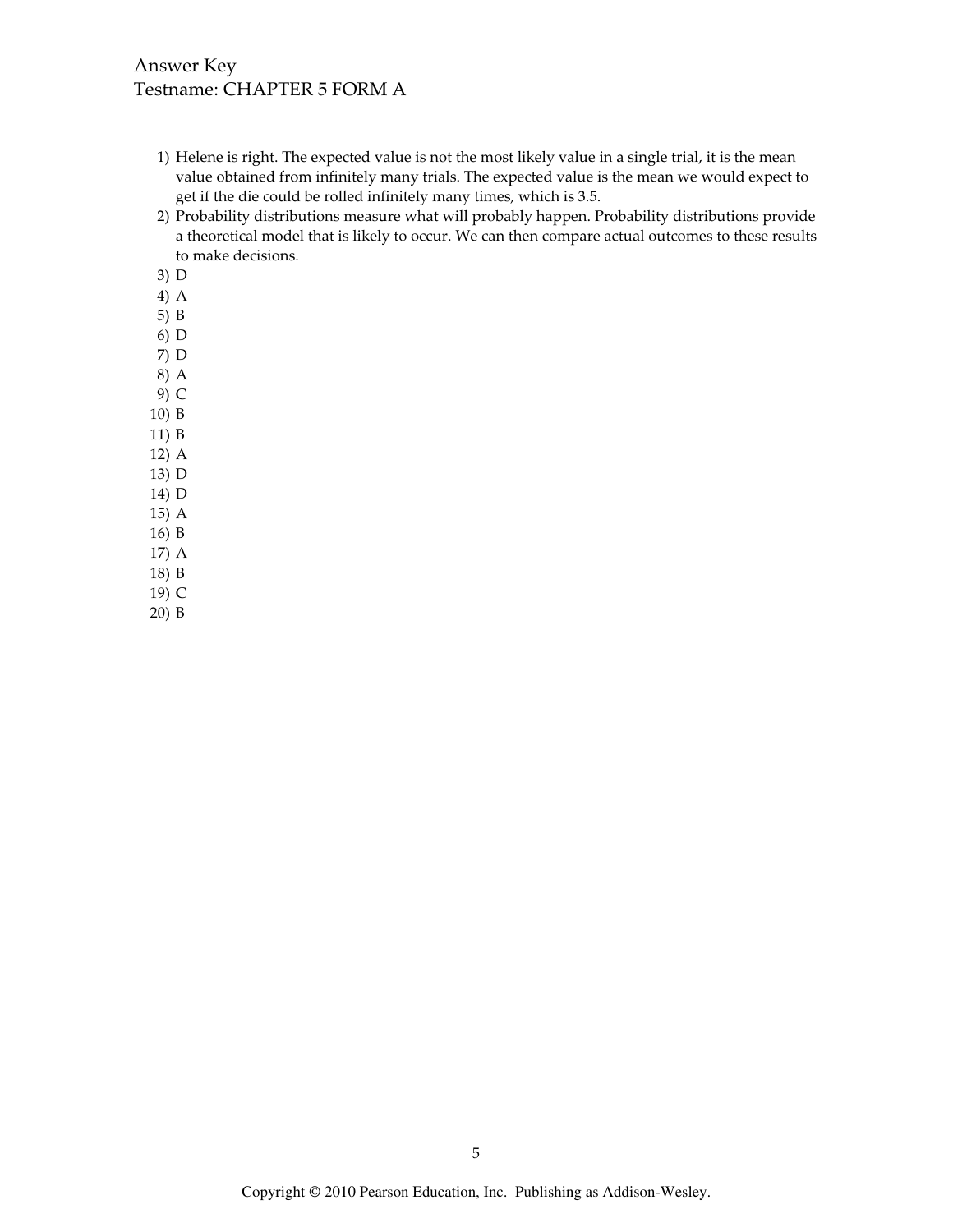Answer Key
Testname: CHAPTER 5 FORM A

1) Helene is right. The expected value is not the most likely value in a single trial, it is the mean value obtained from infinitely many trials. The expected value is the mean we would expect to get if the die could be rolled infinitely many times, which is 3.5.
2) Probability distributions measure what will probably happen. Probability distributions provide a theoretical model that is likely to occur. We can then compare actual outcomes to these results to make decisions.
3) D
4) A
5) B
6) D
7) D
8) A
9) C
10) B
11) B
12) A
13) D
14) D
15) A
16) B
17) A
18) B
19) C
20) B

Copyright © 2010 Pearson Education, Inc. Publishing as Addison-Wesley.